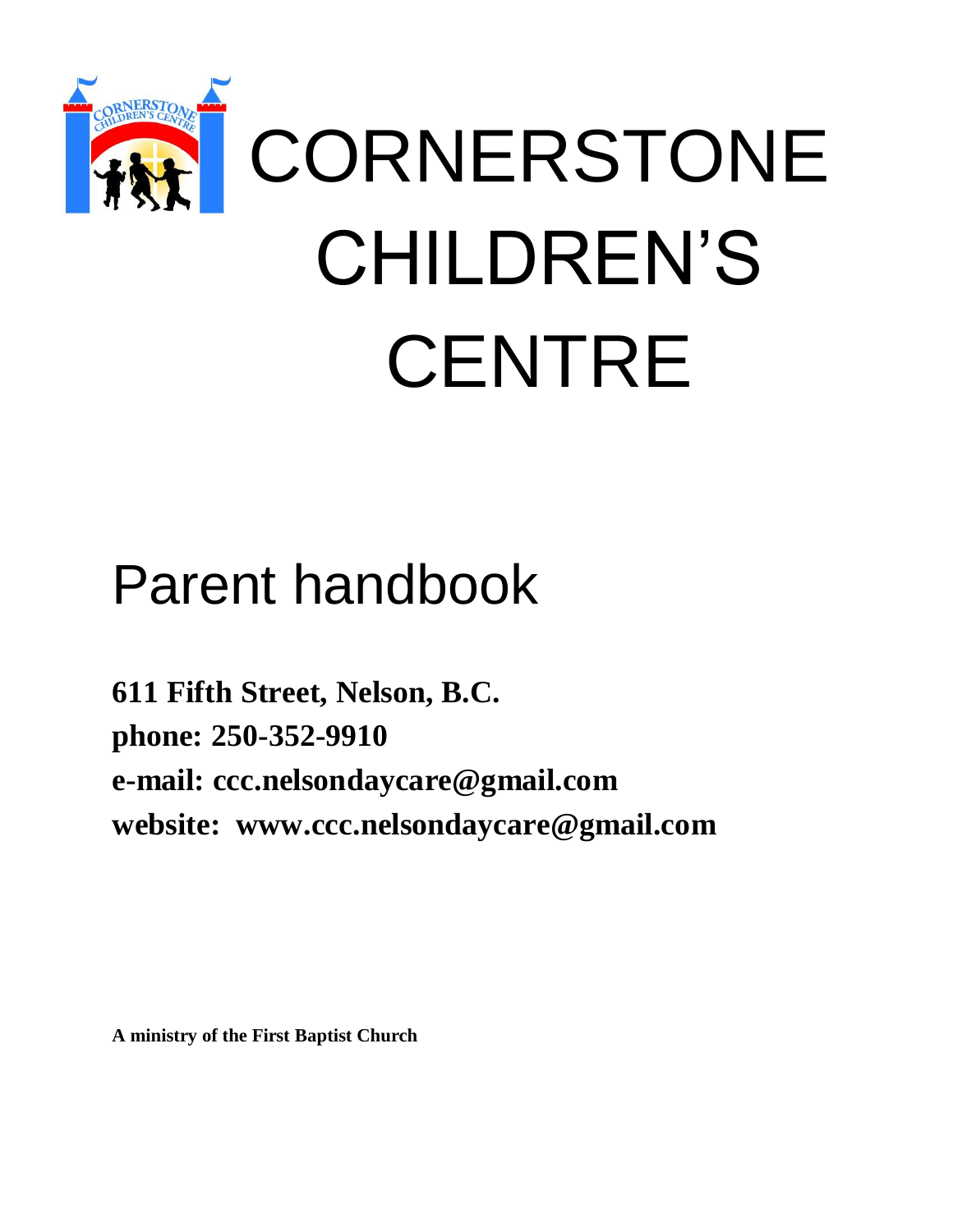# CORNERSTONE CHILDREN'S CENTRE

## Parent handbook

**611 Fifth Street, Nelson, B.C.**
**phone: 250-352-9910**
**e-mail: ccc.nelsondaycare@gmail.com**
**website: www.ccc.nelsondaycare@gmail.com**

**A ministry of the First Baptist Church**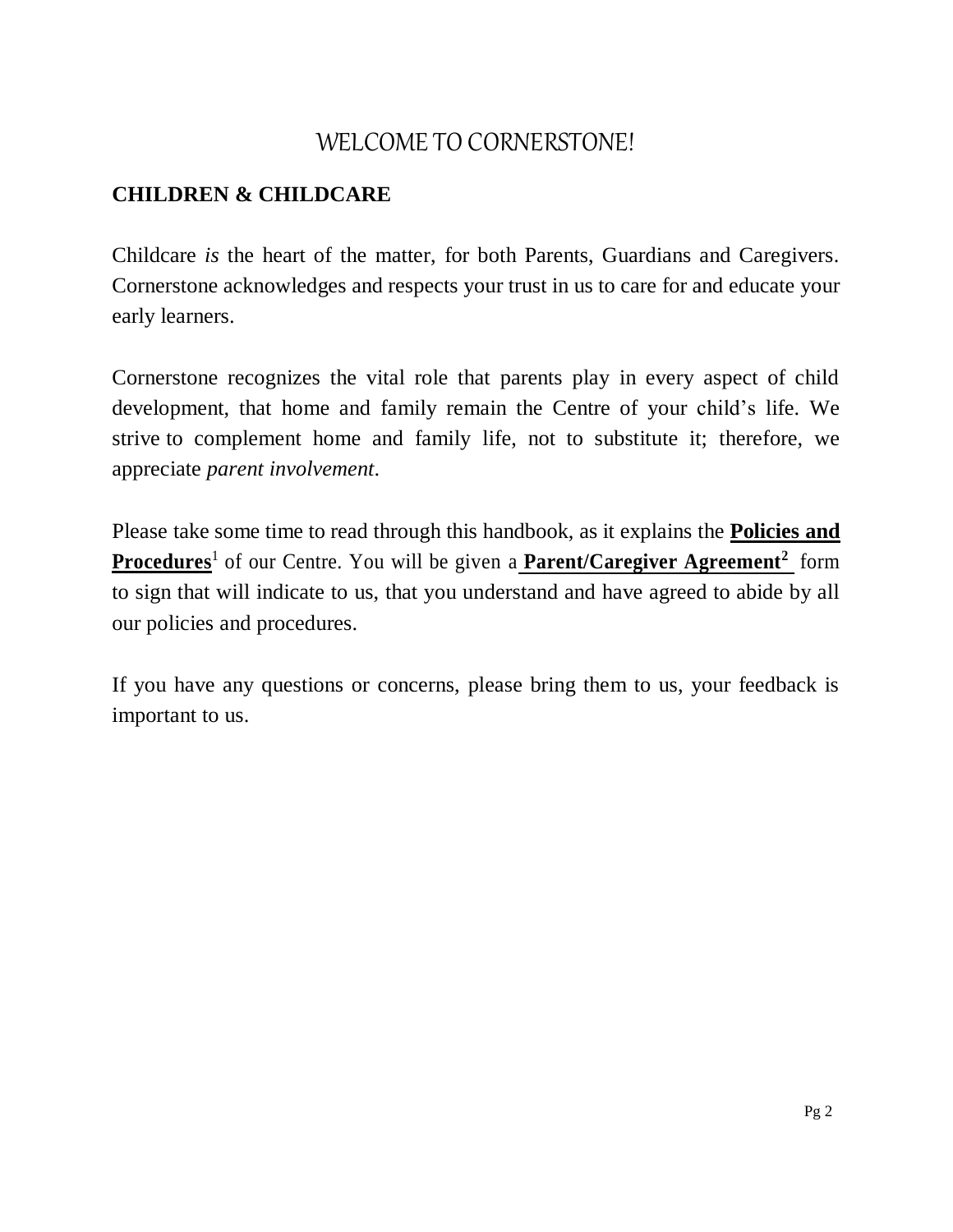# WELCOME TO CORNERSTONE!

## CHILDREN & CHILDCARE

Childcare *is* the heart of the matter, for both Parents, Guardians and Caregivers. Cornerstone acknowledges and respects your trust in us to care for and educate your early learners.

Cornerstone recognizes the vital role that parents play in every aspect of child development, that home and family remain the Centre of your child's life. We strive to complement home and family life, not to substitute it; therefore, we appreciate *parent involvement*.

Please take some time to read through this handbook, as it explains the **Policies and Procedures**[1] of our Centre. You will be given a **Parent/Caregiver Agreement**[2] form to sign that will indicate to us, that you understand and have agreed to abide by all our policies and procedures.

If you have any questions or concerns, please bring them to us, your feedback is important to us.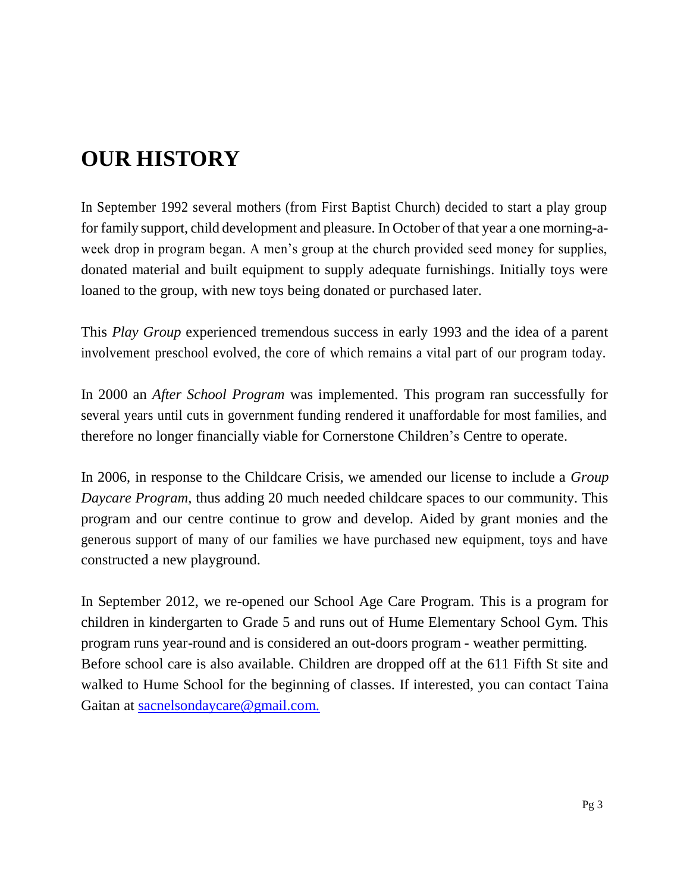# OUR HISTORY

In September 1992 several mothers (from First Baptist Church) decided to start a play group for family support, child development and pleasure. In October of that year a one morning-a-week drop in program began. A men's group at the church provided seed money for supplies, donated material and built equipment to supply adequate furnishings. Initially toys were loaned to the group, with new toys being donated or purchased later.

This *Play Group* experienced tremendous success in early 1993 and the idea of a parent involvement preschool evolved, the core of which remains a vital part of our program today.

In 2000 an *After School Program* was implemented. This program ran successfully for several years until cuts in government funding rendered it unaffordable for most families, and therefore no longer financially viable for Cornerstone Children's Centre to operate.

In 2006, in response to the Childcare Crisis, we amended our license to include a *Group Daycare Program*, thus adding 20 much needed childcare spaces to our community. This program and our centre continue to grow and develop. Aided by grant monies and the generous support of many of our families we have purchased new equipment, toys and have constructed a new playground.

In September 2012, we re-opened our School Age Care Program. This is a program for children in kindergarten to Grade 5 and runs out of Hume Elementary School Gym. This program runs year-round and is considered an out-doors program - weather permitting. Before school care is also available. Children are dropped off at the 611 Fifth St site and walked to Hume School for the beginning of classes. If interested, you can contact Taina Gaitan at [sacnelsondaycare@gmail.com.](mailto:sacnelsondaycare@gmail.com)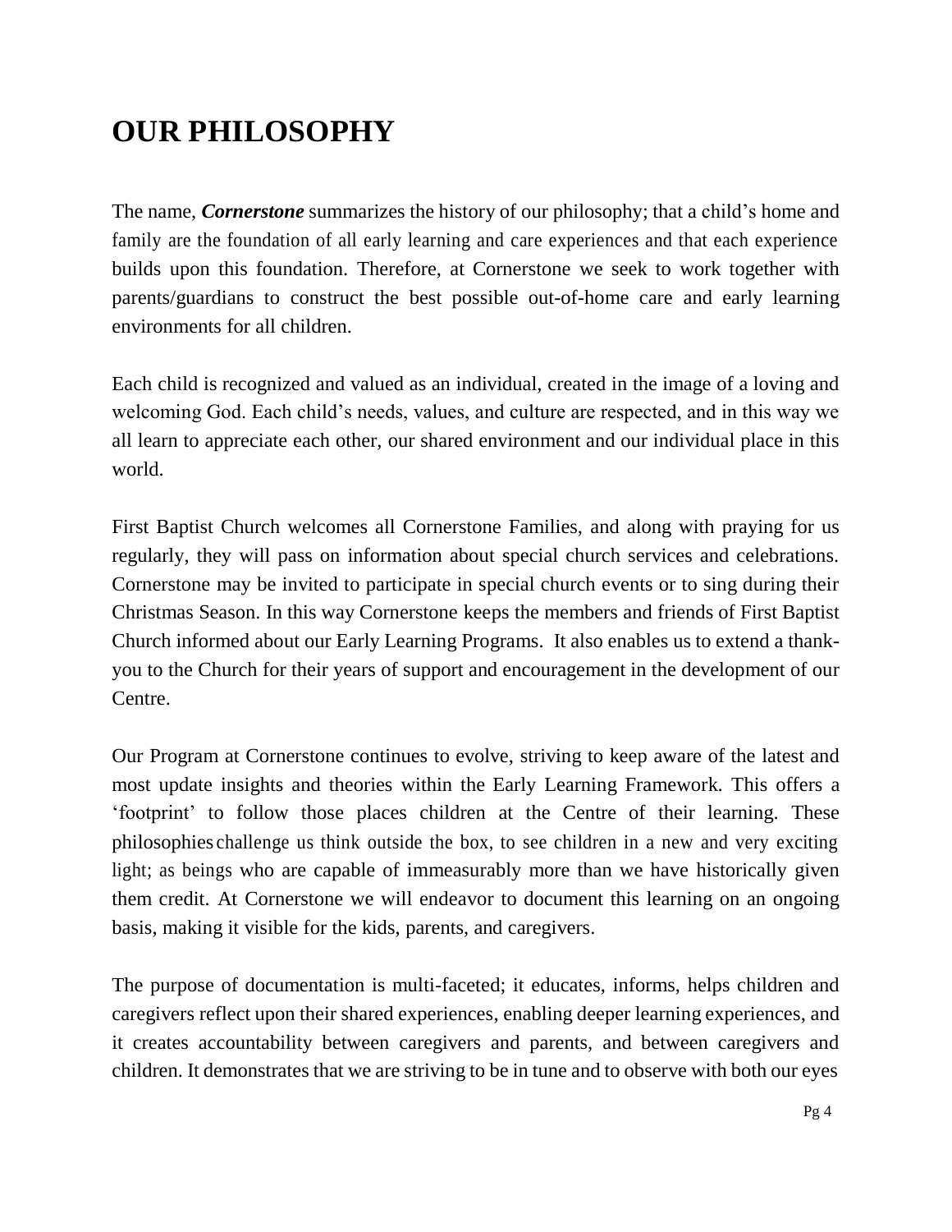# OUR PHILOSOPHY

The name, ***Cornerstone*** summarizes the history of our philosophy; that a child's home and family are the foundation of all early learning and care experiences and that each experience builds upon this foundation. Therefore, at Cornerstone we seek to work together with parents/guardians to construct the best possible out-of-home care and early learning environments for all children.

Each child is recognized and valued as an individual, created in the image of a loving and welcoming God. Each child's needs, values, and culture are respected, and in this way we all learn to appreciate each other, our shared environment and our individual place in this world.

First Baptist Church welcomes all Cornerstone Families, and along with praying for us regularly, they will pass on information about special church services and celebrations. Cornerstone may be invited to participate in special church events or to sing during their Christmas Season. In this way Cornerstone keeps the members and friends of First Baptist Church informed about our Early Learning Programs. It also enables us to extend a thank-you to the Church for their years of support and encouragement in the development of our Centre.

Our Program at Cornerstone continues to evolve, striving to keep aware of the latest and most update insights and theories within the Early Learning Framework. This offers a 'footprint' to follow those places children at the Centre of their learning. These philosophies challenge us think outside the box, to see children in a new and very exciting light; as beings who are capable of immeasurably more than we have historically given them credit. At Cornerstone we will endeavor to document this learning on an ongoing basis, making it visible for the kids, parents, and caregivers.

The purpose of documentation is multi-faceted; it educates, informs, helps children and caregivers reflect upon their shared experiences, enabling deeper learning experiences, and it creates accountability between caregivers and parents, and between caregivers and children. It demonstrates that we are striving to be in tune and to observe with both our eyes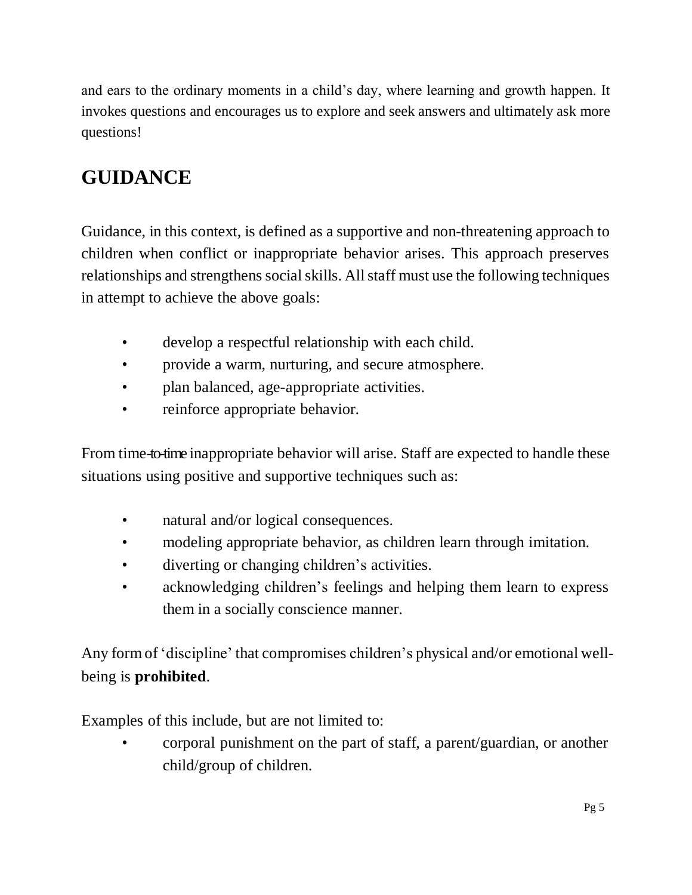and ears to the ordinary moments in a child's day, where learning and growth happen. It invokes questions and encourages us to explore and seek answers and ultimately ask more questions!

## GUIDANCE

Guidance, in this context, is defined as a supportive and non-threatening approach to children when conflict or inappropriate behavior arises. This approach preserves relationships and strengthens social skills. All staff must use the following techniques in attempt to achieve the above goals:

- develop a respectful relationship with each child.
- provide a warm, nurturing, and secure atmosphere.
- plan balanced, age-appropriate activities.
- reinforce appropriate behavior.

From time-to-time inappropriate behavior will arise. Staff are expected to handle these situations using positive and supportive techniques such as:

- natural and/or logical consequences.
- modeling appropriate behavior, as children learn through imitation.
- diverting or changing children's activities.
- acknowledging children's feelings and helping them learn to express them in a socially conscience manner.

Any form of 'discipline' that compromises children's physical and/or emotional well-being is **prohibited**.

Examples of this include, but are not limited to:

- corporal punishment on the part of staff, a parent/guardian, or another child/group of children.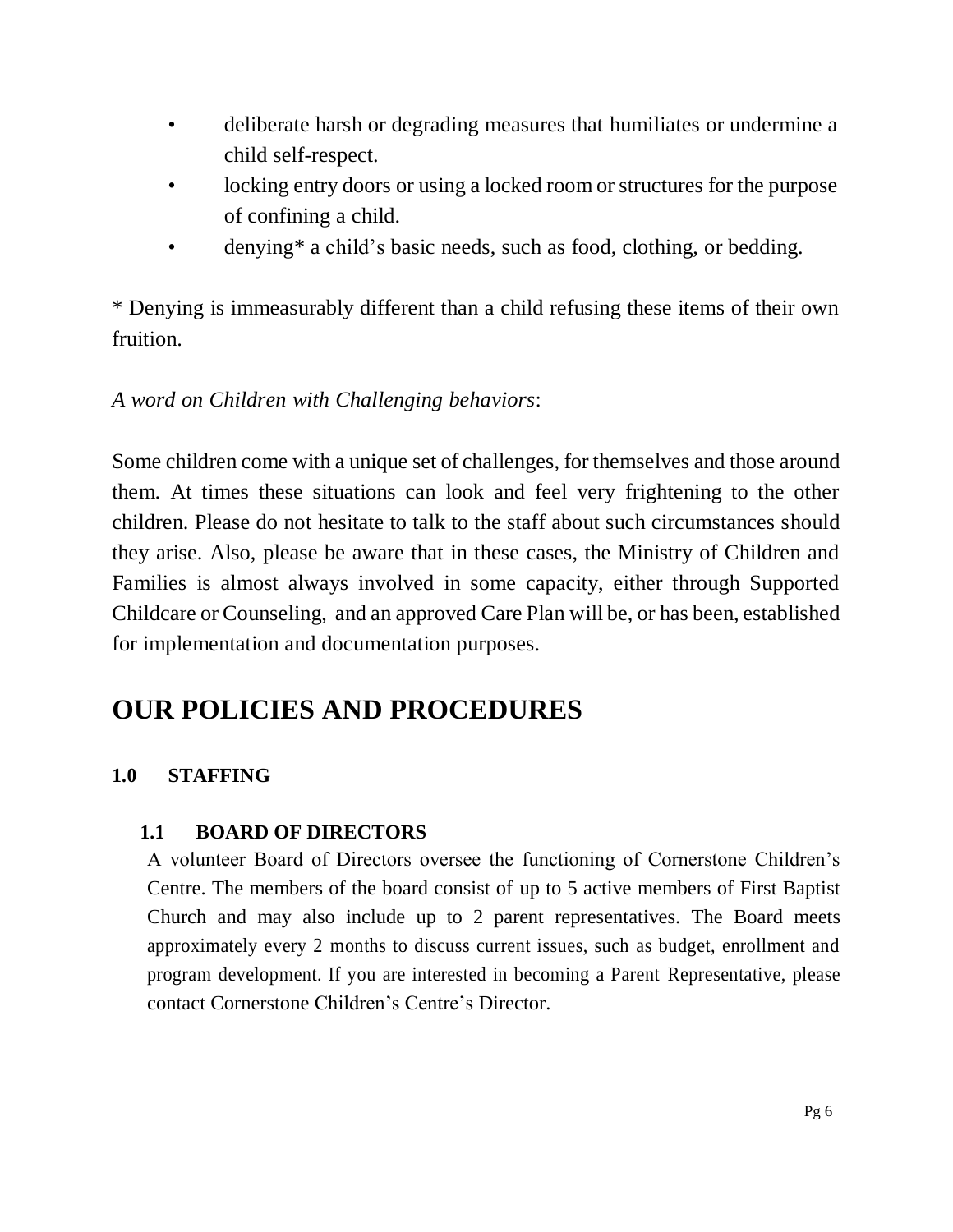- deliberate harsh or degrading measures that humiliates or undermine a child self-respect.
- locking entry doors or using a locked room or structures for the purpose of confining a child.
- denying* a child's basic needs, such as food, clothing, or bedding.

* Denying is immeasurably different than a child refusing these items of their own fruition.

*A word on Children with Challenging behaviors*:

Some children come with a unique set of challenges, for themselves and those around them. At times these situations can look and feel very frightening to the other children. Please do not hesitate to talk to the staff about such circumstances should they arise. Also, please be aware that in these cases, the Ministry of Children and Families is almost always involved in some capacity, either through Supported Childcare or Counseling, and an approved Care Plan will be, or has been, established for implementation and documentation purposes.

# OUR POLICIES AND PROCEDURES

## 1.0 STAFFING

### 1.1 BOARD OF DIRECTORS

A volunteer Board of Directors oversee the functioning of Cornerstone Children's Centre. The members of the board consist of up to 5 active members of First Baptist Church and may also include up to 2 parent representatives. The Board meets approximately every 2 months to discuss current issues, such as budget, enrollment and program development. If you are interested in becoming a Parent Representative, please contact Cornerstone Children's Centre's Director.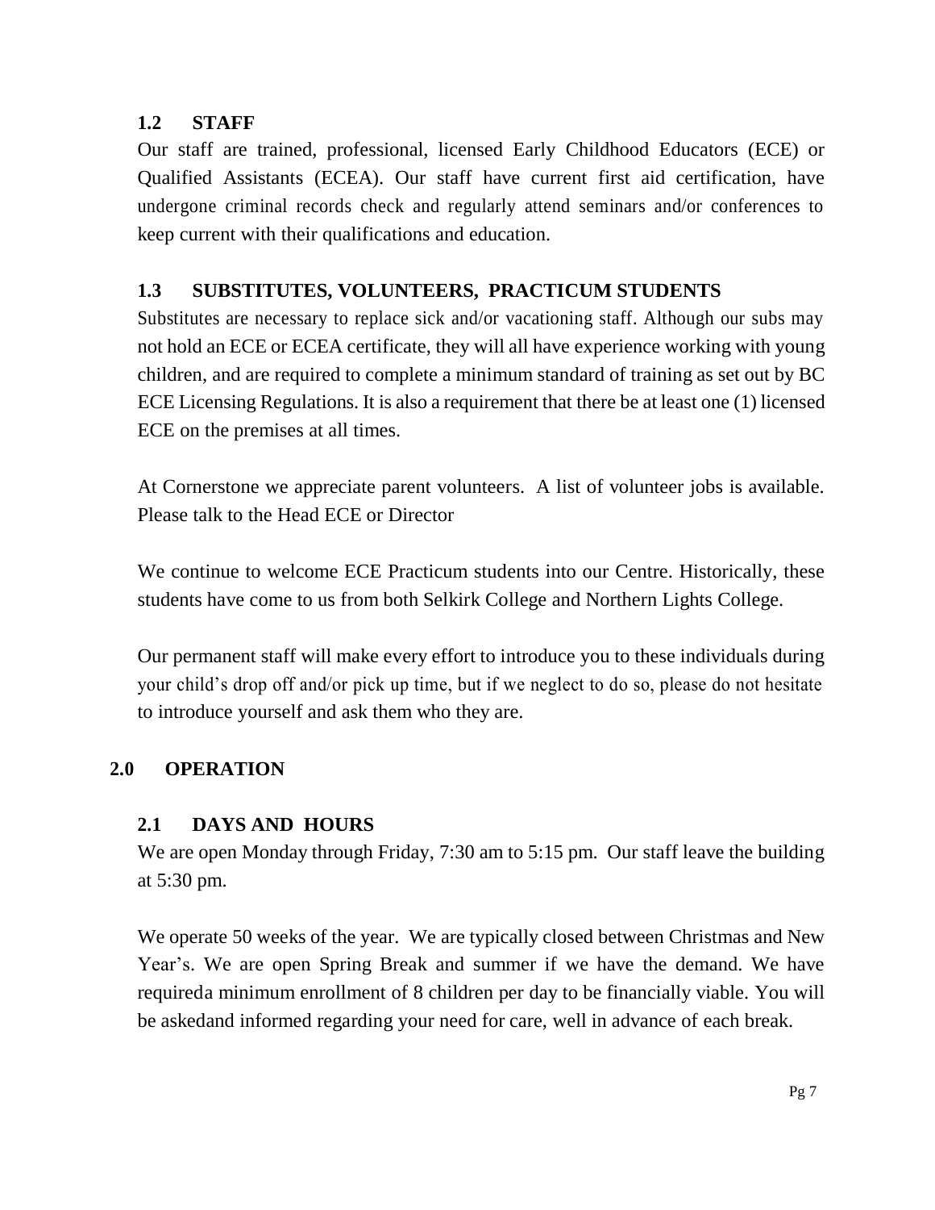### 1.2 STAFF

Our staff are trained, professional, licensed Early Childhood Educators (ECE) or Qualified Assistants (ECEA). Our staff have current first aid certification, have undergone criminal records check and regularly attend seminars and/or conferences to keep current with their qualifications and education.

### 1.3 SUBSTITUTES, VOLUNTEERS, PRACTICUM STUDENTS

Substitutes are necessary to replace sick and/or vacationing staff. Although our subs may not hold an ECE or ECEA certificate, they will all have experience working with young children, and are required to complete a minimum standard of training as set out by BC ECE Licensing Regulations. It is also a requirement that there be at least one (1) licensed ECE on the premises at all times.

At Cornerstone we appreciate parent volunteers. A list of volunteer jobs is available. Please talk to the Head ECE or Director

We continue to welcome ECE Practicum students into our Centre. Historically, these students have come to us from both Selkirk College and Northern Lights College.

Our permanent staff will make every effort to introduce you to these individuals during your child's drop off and/or pick up time, but if we neglect to do so, please do not hesitate to introduce yourself and ask them who they are.

## 2.0 OPERATION

### 2.1 DAYS AND HOURS

We are open Monday through Friday, 7:30 am to 5:15 pm. Our staff leave the building at 5:30 pm.

We operate 50 weeks of the year. We are typically closed between Christmas and New Year's. We are open Spring Break and summer if we have the demand. We have requireda minimum enrollment of 8 children per day to be financially viable. You will be askedand informed regarding your need for care, well in advance of each break.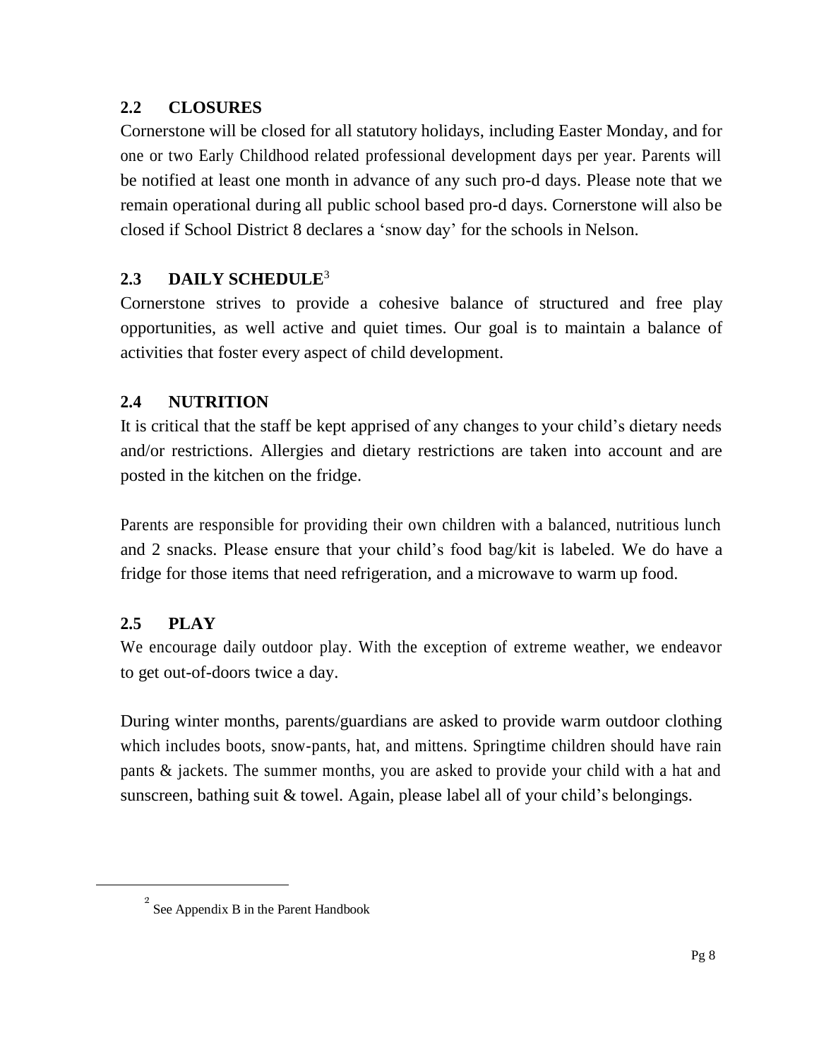## 2.2 CLOSURES

Cornerstone will be closed for all statutory holidays, including Easter Monday, and for one or two Early Childhood related professional development days per year. Parents will be notified at least one month in advance of any such pro-d days. Please note that we remain operational during all public school based pro-d days. Cornerstone will also be closed if School District 8 declares a 'snow day' for the schools in Nelson.

## 2.3 DAILY SCHEDULE[3]

Cornerstone strives to provide a cohesive balance of structured and free play opportunities, as well active and quiet times. Our goal is to maintain a balance of activities that foster every aspect of child development.

## 2.4 NUTRITION

It is critical that the staff be kept apprised of any changes to your child's dietary needs and/or restrictions. Allergies and dietary restrictions are taken into account and are posted in the kitchen on the fridge.

Parents are responsible for providing their own children with a balanced, nutritious lunch and 2 snacks. Please ensure that your child's food bag/kit is labeled. We do have a fridge for those items that need refrigeration, and a microwave to warm up food.

## 2.5 PLAY

We encourage daily outdoor play. With the exception of extreme weather, we endeavor to get out-of-doors twice a day.

During winter months, parents/guardians are asked to provide warm outdoor clothing which includes boots, snow-pants, hat, and mittens. Springtime children should have rain pants & jackets. The summer months, you are asked to provide your child with a hat and sunscreen, bathing suit & towel. Again, please label all of your child's belongings.

---

[2] See Appendix B in the Parent Handbook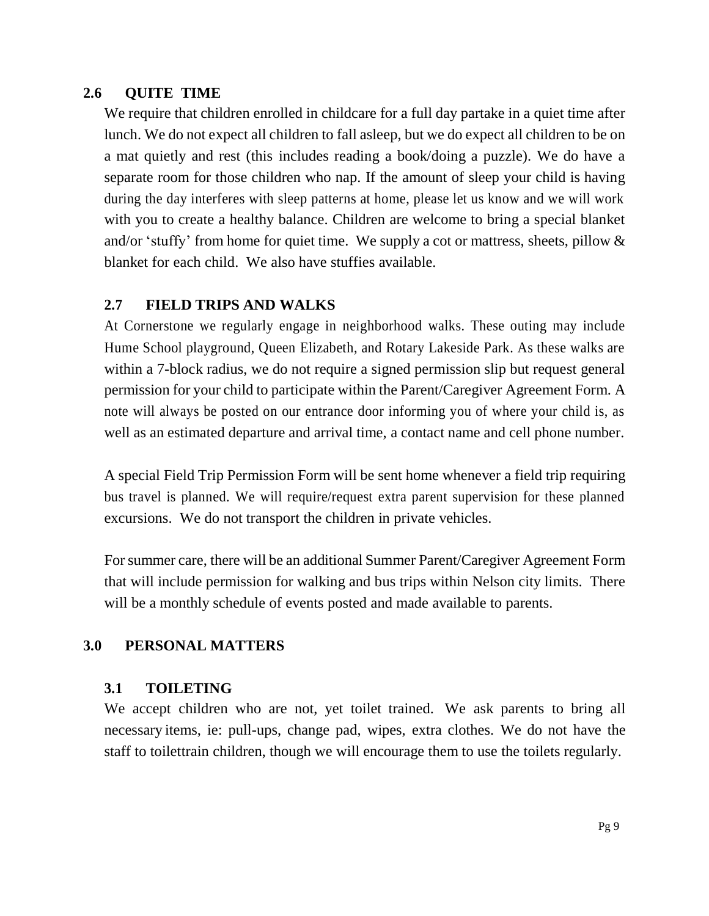### 2.6 QUITE TIME

We require that children enrolled in childcare for a full day partake in a quiet time after lunch. We do not expect all children to fall asleep, but we do expect all children to be on a mat quietly and rest (this includes reading a book/doing a puzzle). We do have a separate room for those children who nap. If the amount of sleep your child is having during the day interferes with sleep patterns at home, please let us know and we will work with you to create a healthy balance. Children are welcome to bring a special blanket and/or 'stuffy' from home for quiet time. We supply a cot or mattress, sheets, pillow & blanket for each child. We also have stuffies available.

### 2.7 FIELD TRIPS AND WALKS

At Cornerstone we regularly engage in neighborhood walks. These outing may include Hume School playground, Queen Elizabeth, and Rotary Lakeside Park. As these walks are within a 7-block radius, we do not require a signed permission slip but request general permission for your child to participate within the Parent/Caregiver Agreement Form. A note will always be posted on our entrance door informing you of where your child is, as well as an estimated departure and arrival time, a contact name and cell phone number.

A special Field Trip Permission Form will be sent home whenever a field trip requiring bus travel is planned. We will require/request extra parent supervision for these planned excursions. We do not transport the children in private vehicles.

For summer care, there will be an additional Summer Parent/Caregiver Agreement Form that will include permission for walking and bus trips within Nelson city limits. There will be a monthly schedule of events posted and made available to parents.

## 3.0 PERSONAL MATTERS

### 3.1 TOILETING

We accept children who are not, yet toilet trained. We ask parents to bring all necessary items, ie: pull-ups, change pad, wipes, extra clothes. We do not have the staff to toilettrain children, though we will encourage them to use the toilets regularly.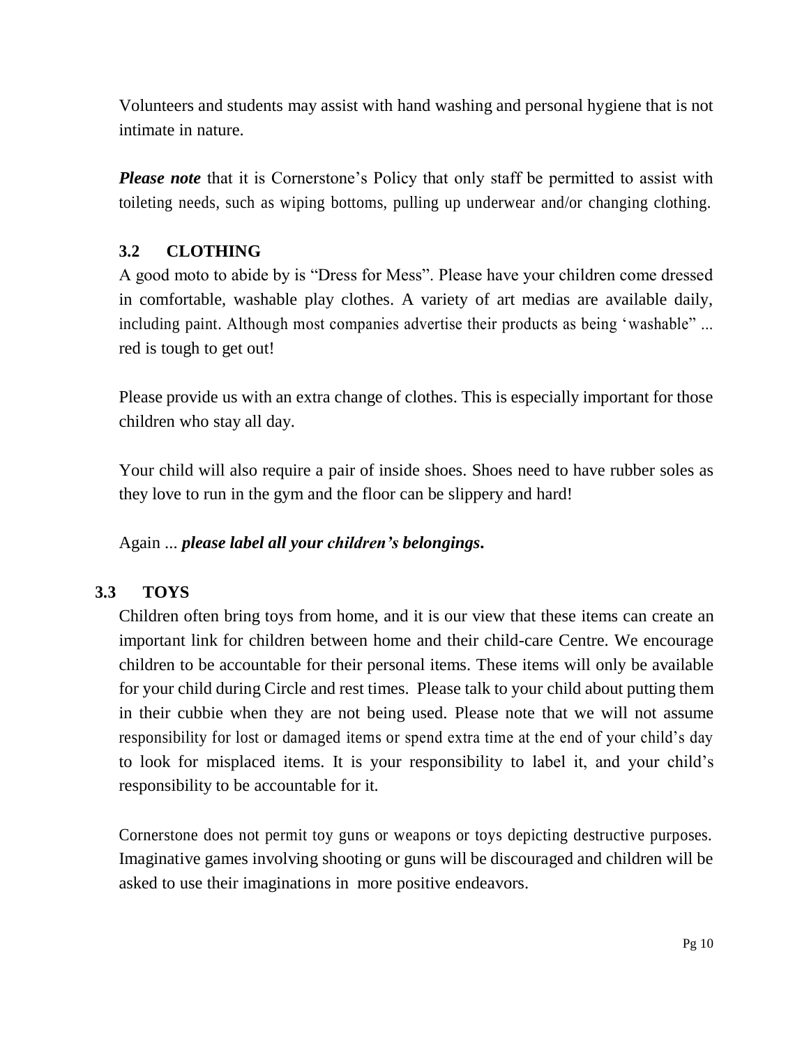Volunteers and students may assist with hand washing and personal hygiene that is not intimate in nature.

***Please note*** that it is Cornerstone's Policy that only staff be permitted to assist with toileting needs, such as wiping bottoms, pulling up underwear and/or changing clothing.

## 3.2 CLOTHING

A good moto to abide by is "Dress for Mess". Please have your children come dressed in comfortable, washable play clothes. A variety of art medias are available daily, including paint. Although most companies advertise their products as being 'washable" ... red is tough to get out!

Please provide us with an extra change of clothes. This is especially important for those children who stay all day.

Your child will also require a pair of inside shoes. Shoes need to have rubber soles as they love to run in the gym and the floor can be slippery and hard!

Again ... ***please label all your children's belongings.***

## 3.3 TOYS

Children often bring toys from home, and it is our view that these items can create an important link for children between home and their child-care Centre. We encourage children to be accountable for their personal items. These items will only be available for your child during Circle and rest times. Please talk to your child about putting them in their cubbie when they are not being used. Please note that we will not assume responsibility for lost or damaged items or spend extra time at the end of your child's day to look for misplaced items. It is your responsibility to label it, and your child's responsibility to be accountable for it.

Cornerstone does not permit toy guns or weapons or toys depicting destructive purposes. Imaginative games involving shooting or guns will be discouraged and children will be asked to use their imaginations in more positive endeavors.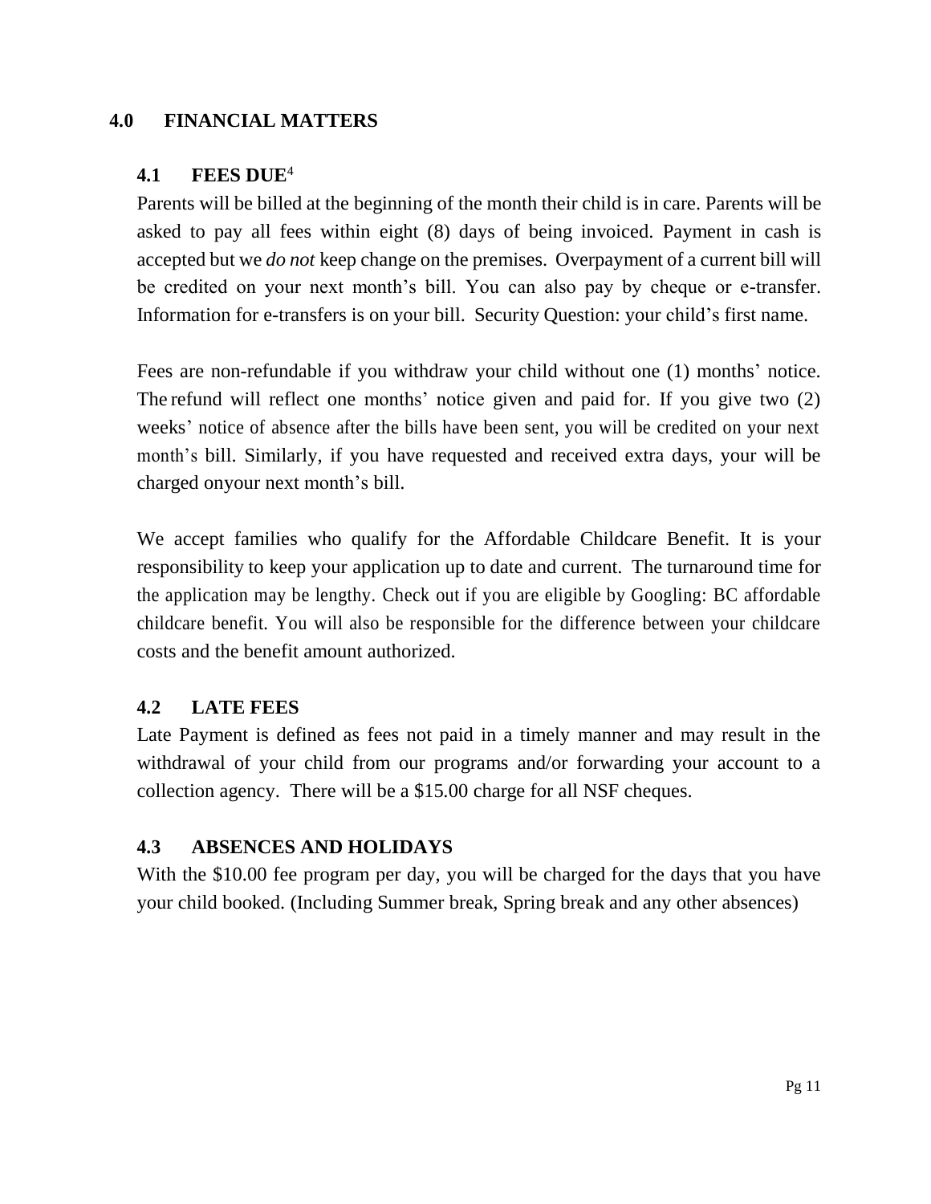## 4.0 FINANCIAL MATTERS

### 4.1 FEES DUE[4]

Parents will be billed at the beginning of the month their child is in care. Parents will be asked to pay all fees within eight (8) days of being invoiced. Payment in cash is accepted but we *do not* keep change on the premises. Overpayment of a current bill will be credited on your next month's bill. You can also pay by cheque or e-transfer. Information for e-transfers is on your bill. Security Question: your child's first name.

Fees are non-refundable if you withdraw your child without one (1) months' notice. The refund will reflect one months' notice given and paid for. If you give two (2) weeks' notice of absence after the bills have been sent, you will be credited on your next month's bill. Similarly, if you have requested and received extra days, your will be charged onyour next month's bill.

We accept families who qualify for the Affordable Childcare Benefit. It is your responsibility to keep your application up to date and current. The turnaround time for the application may be lengthy. Check out if you are eligible by Googling: BC affordable childcare benefit. You will also be responsible for the difference between your childcare costs and the benefit amount authorized.

### 4.2 LATE FEES

Late Payment is defined as fees not paid in a timely manner and may result in the withdrawal of your child from our programs and/or forwarding your account to a collection agency. There will be a $15.00 charge for all NSF cheques.

### 4.3 ABSENCES AND HOLIDAYS

With the $10.00 fee program per day, you will be charged for the days that you have your child booked. (Including Summer break, Spring break and any other absences)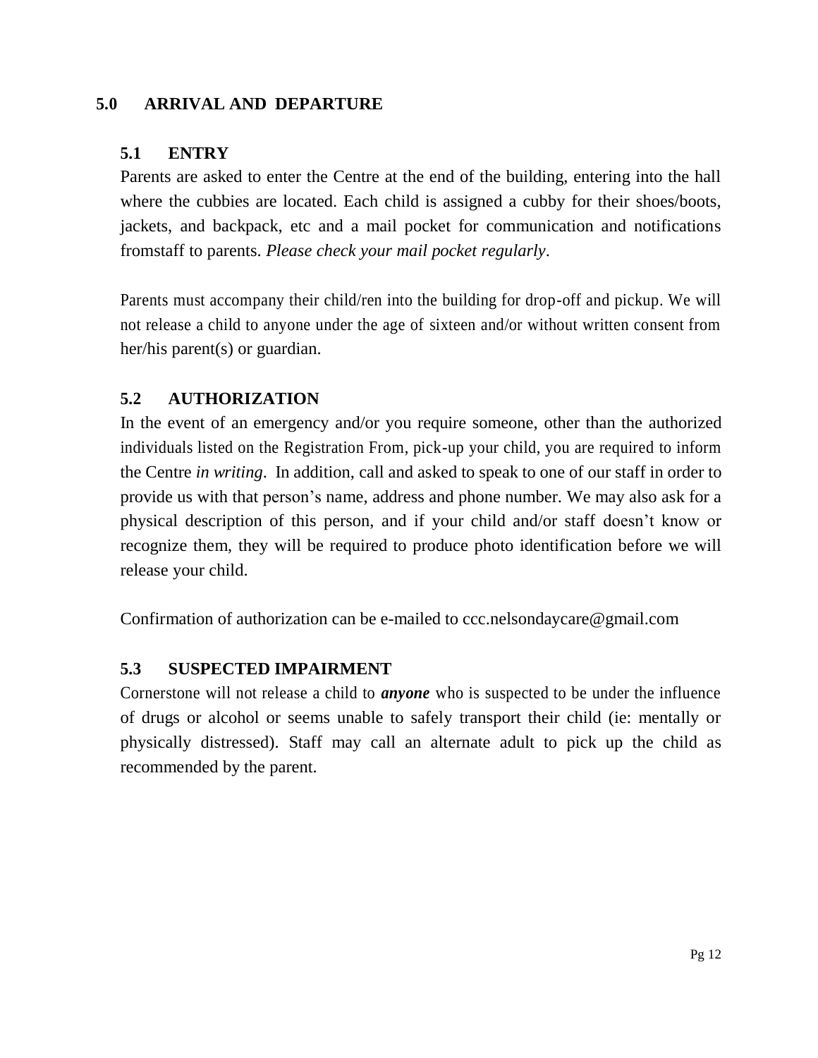## 5.0 ARRIVAL AND DEPARTURE

### 5.1 ENTRY

Parents are asked to enter the Centre at the end of the building, entering into the hall where the cubbies are located. Each child is assigned a cubby for their shoes/boots, jackets, and backpack, etc and a mail pocket for communication and notifications fromstaff to parents. *Please check your mail pocket regularly*.

Parents must accompany their child/ren into the building for drop-off and pickup. We will not release a child to anyone under the age of sixteen and/or without written consent from her/his parent(s) or guardian.

### 5.2 AUTHORIZATION

In the event of an emergency and/or you require someone, other than the authorized individuals listed on the Registration From, pick-up your child, you are required to inform the Centre *in writing*. In addition, call and asked to speak to one of our staff in order to provide us with that person's name, address and phone number. We may also ask for a physical description of this person, and if your child and/or staff doesn't know or recognize them, they will be required to produce photo identification before we will release your child.

Confirmation of authorization can be e-mailed to ccc.nelsondaycare@gmail.com

### 5.3 SUSPECTED IMPAIRMENT

Cornerstone will not release a child to ***anyone*** who is suspected to be under the influence of drugs or alcohol or seems unable to safely transport their child (ie: mentally or physically distressed). Staff may call an alternate adult to pick up the child as recommended by the parent.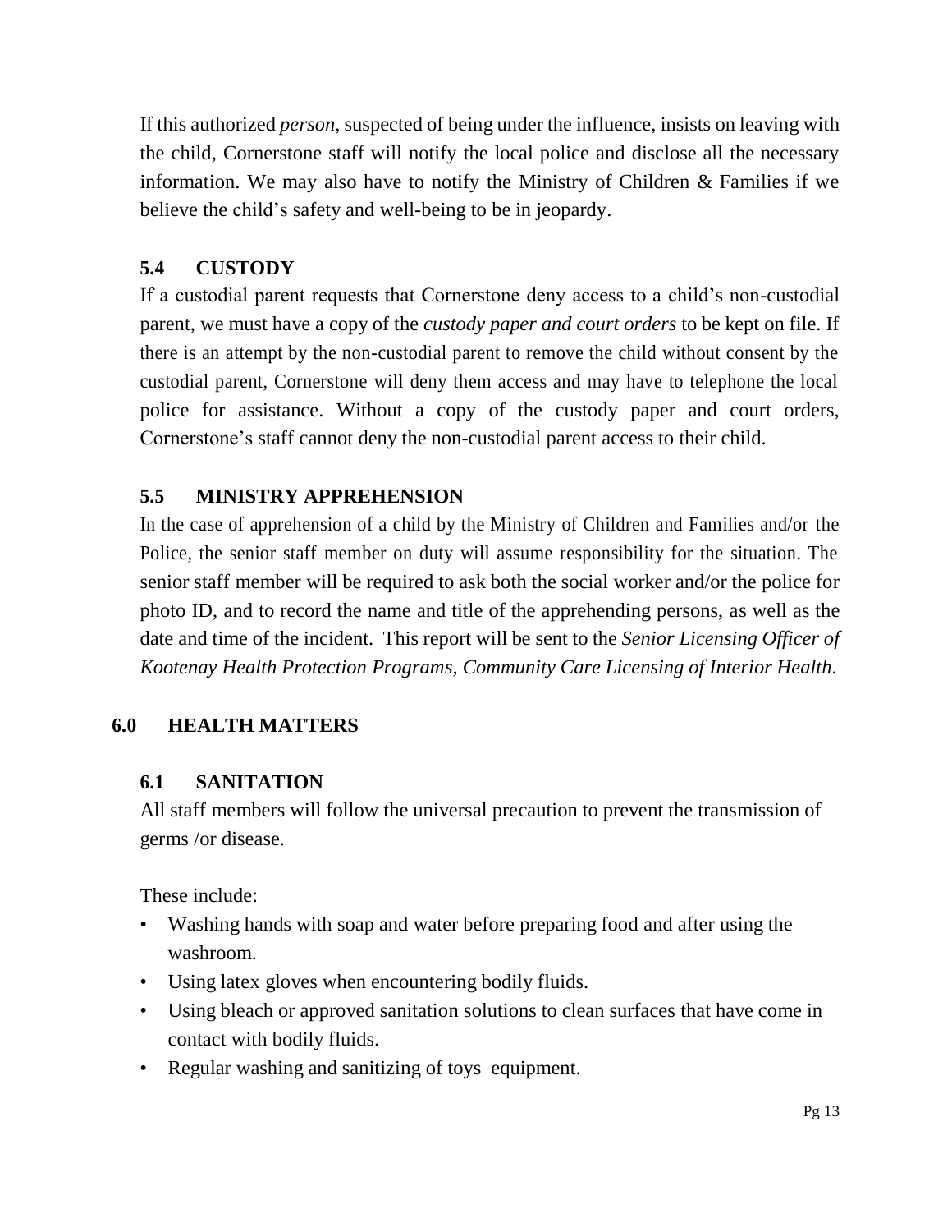If this authorized *person*, suspected of being under the influence, insists on leaving with the child, Cornerstone staff will notify the local police and disclose all the necessary information. We may also have to notify the Ministry of Children & Families if we believe the child's safety and well-being to be in jeopardy.

### 5.4 CUSTODY

If a custodial parent requests that Cornerstone deny access to a child's non-custodial parent, we must have a copy of the *custody paper and court orders* to be kept on file. If there is an attempt by the non-custodial parent to remove the child without consent by the custodial parent, Cornerstone will deny them access and may have to telephone the local police for assistance. Without a copy of the custody paper and court orders, Cornerstone's staff cannot deny the non-custodial parent access to their child.

### 5.5 MINISTRY APPREHENSION

In the case of apprehension of a child by the Ministry of Children and Families and/or the Police, the senior staff member on duty will assume responsibility for the situation. The senior staff member will be required to ask both the social worker and/or the police for photo ID, and to record the name and title of the apprehending persons, as well as the date and time of the incident. This report will be sent to the *Senior Licensing Officer of Kootenay Health Protection Programs, Community Care Licensing of Interior Health*.

## 6.0 HEALTH MATTERS

### 6.1 SANITATION

All staff members will follow the universal precaution to prevent the transmission of germs /or disease.

These include:

- Washing hands with soap and water before preparing food and after using the washroom.
- Using latex gloves when encountering bodily fluids.
- Using bleach or approved sanitation solutions to clean surfaces that have come in contact with bodily fluids.
- Regular washing and sanitizing of toys equipment.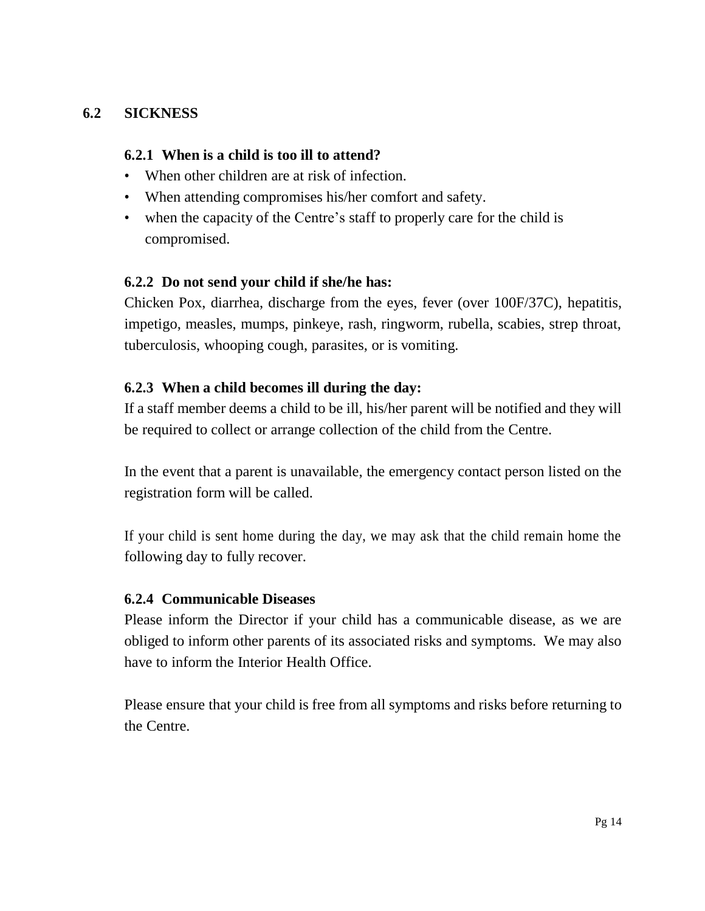## 6.2 SICKNESS

### 6.2.1 When is a child is too ill to attend?

- When other children are at risk of infection.
- When attending compromises his/her comfort and safety.
- when the capacity of the Centre's staff to properly care for the child is compromised.

### 6.2.2 Do not send your child if she/he has:

Chicken Pox, diarrhea, discharge from the eyes, fever (over 100F/37C), hepatitis, impetigo, measles, mumps, pinkeye, rash, ringworm, rubella, scabies, strep throat, tuberculosis, whooping cough, parasites, or is vomiting.

### 6.2.3 When a child becomes ill during the day:

If a staff member deems a child to be ill, his/her parent will be notified and they will be required to collect or arrange collection of the child from the Centre.

In the event that a parent is unavailable, the emergency contact person listed on the registration form will be called.

If your child is sent home during the day, we may ask that the child remain home the following day to fully recover.

### 6.2.4 Communicable Diseases

Please inform the Director if your child has a communicable disease, as we are obliged to inform other parents of its associated risks and symptoms. We may also have to inform the Interior Health Office.

Please ensure that your child is free from all symptoms and risks before returning to the Centre.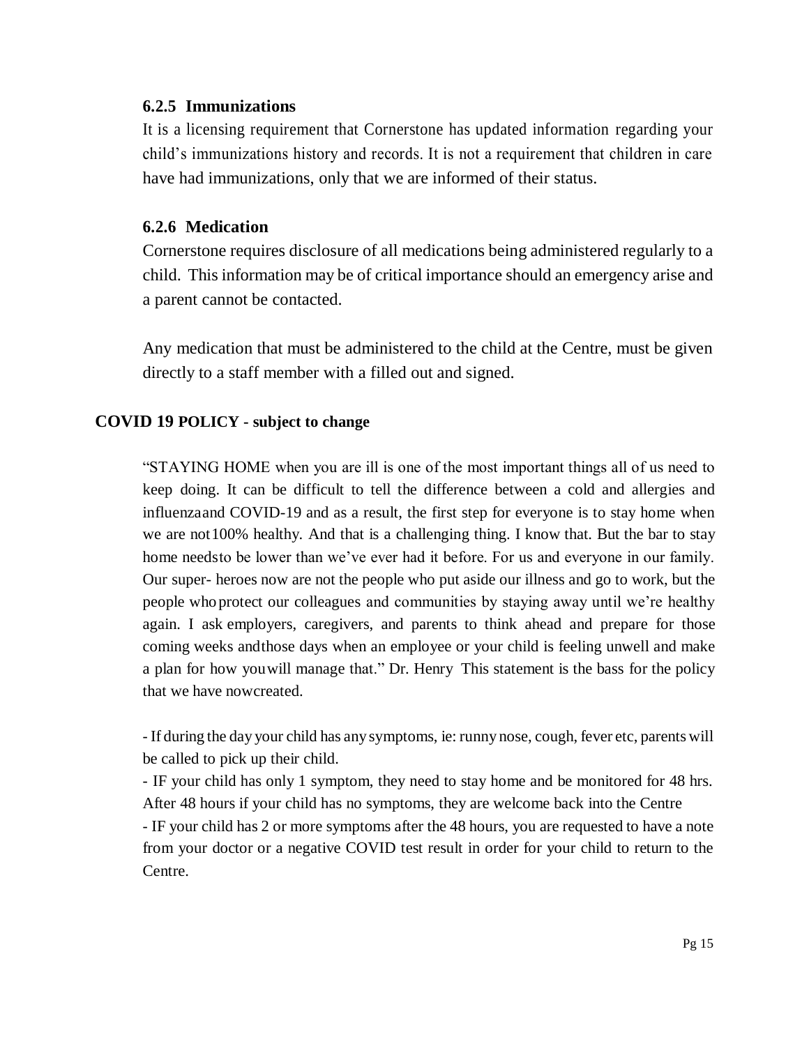### 6.2.5 Immunizations

It is a licensing requirement that Cornerstone has updated information regarding your child's immunizations history and records. It is not a requirement that children in care have had immunizations, only that we are informed of their status.

### 6.2.6 Medication

Cornerstone requires disclosure of all medications being administered regularly to a child. This information may be of critical importance should an emergency arise and a parent cannot be contacted.

Any medication that must be administered to the child at the Centre, must be given directly to a staff member with a filled out and signed.

## COVID 19 POLICY - subject to change

"STAYING HOME when you are ill is one of the most important things all of us need to keep doing. It can be difficult to tell the difference between a cold and allergies and influenzaand COVID-19 and as a result, the first step for everyone is to stay home when we are not100% healthy. And that is a challenging thing. I know that. But the bar to stay home needsto be lower than we've ever had it before. For us and everyone in our family. Our super- heroes now are not the people who put aside our illness and go to work, but the people whoprotect our colleagues and communities by staying away until we're healthy again. I ask employers, caregivers, and parents to think ahead and prepare for those coming weeks andthose days when an employee or your child is feeling unwell and make a plan for how youwill manage that." Dr. Henry This statement is the bass for the policy that we have nowcreated.

- If during the day your child has any symptoms, ie: runny nose, cough, fever etc, parents will be called to pick up their child.
- IF your child has only 1 symptom, they need to stay home and be monitored for 48 hrs. After 48 hours if your child has no symptoms, they are welcome back into the Centre
- IF your child has 2 or more symptoms after the 48 hours, you are requested to have a note from your doctor or a negative COVID test result in order for your child to return to the Centre.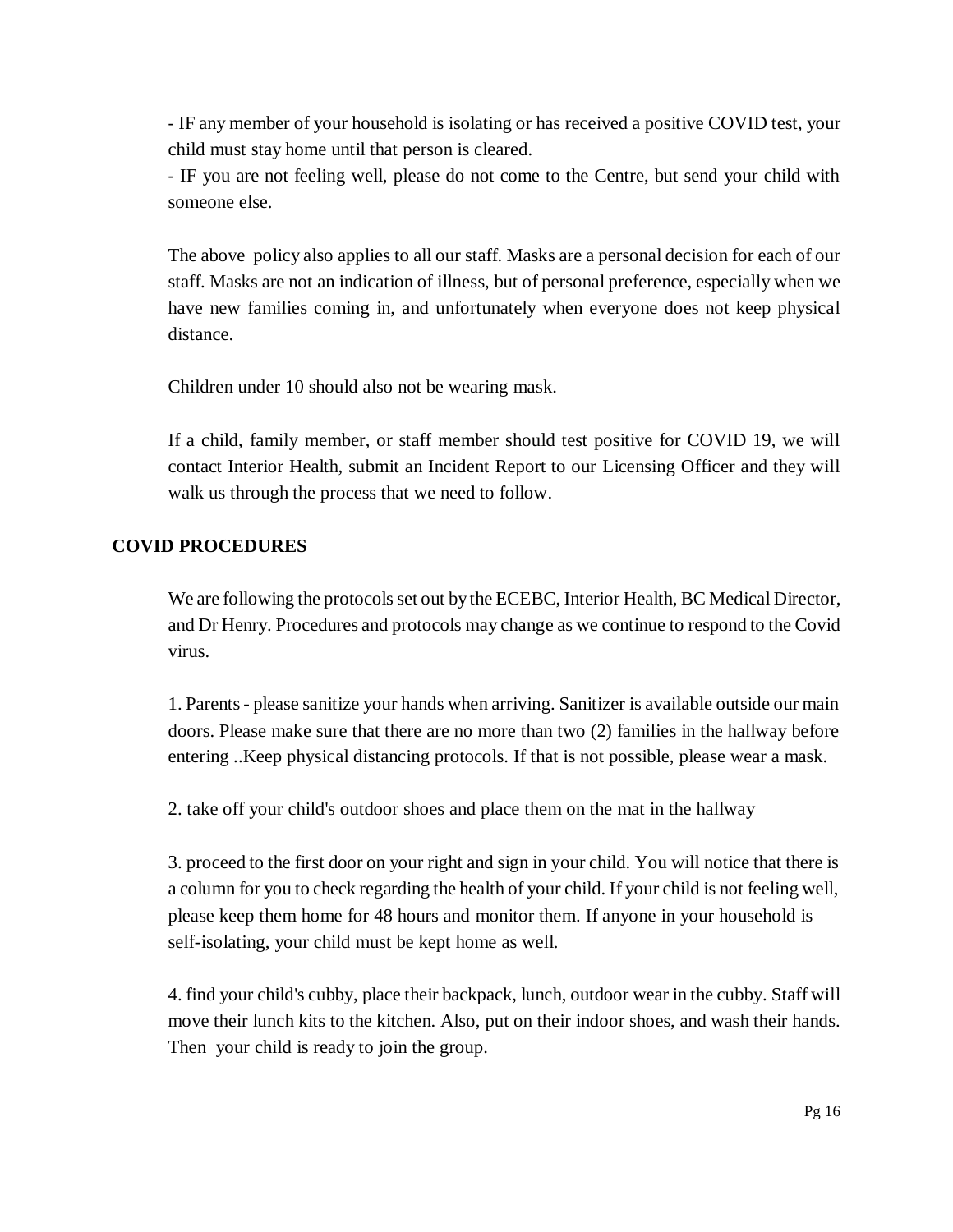- IF any member of your household is isolating or has received a positive COVID test, your child must stay home until that person is cleared.
- IF you are not feeling well, please do not come to the Centre, but send your child with someone else.

The above policy also applies to all our staff. Masks are a personal decision for each of our staff. Masks are not an indication of illness, but of personal preference, especially when we have new families coming in, and unfortunately when everyone does not keep physical distance.

Children under 10 should also not be wearing mask.

If a child, family member, or staff member should test positive for COVID 19, we will contact Interior Health, submit an Incident Report to our Licensing Officer and they will walk us through the process that we need to follow.

## COVID PROCEDURES

We are following the protocols set out by the ECEBC, Interior Health, BC Medical Director, and Dr Henry. Procedures and protocols may change as we continue to respond to the Covid virus.

1. Parents - please sanitize your hands when arriving. Sanitizer is available outside our main doors. Please make sure that there are no more than two (2) families in the hallway before entering ..Keep physical distancing protocols. If that is not possible, please wear a mask.

2. take off your child's outdoor shoes and place them on the mat in the hallway

3. proceed to the first door on your right and sign in your child. You will notice that there is a column for you to check regarding the health of your child. If your child is not feeling well, please keep them home for 48 hours and monitor them. If anyone in your household is self-isolating, your child must be kept home as well.

4. find your child's cubby, place their backpack, lunch, outdoor wear in the cubby. Staff will move their lunch kits to the kitchen. Also, put on their indoor shoes, and wash their hands. Then your child is ready to join the group.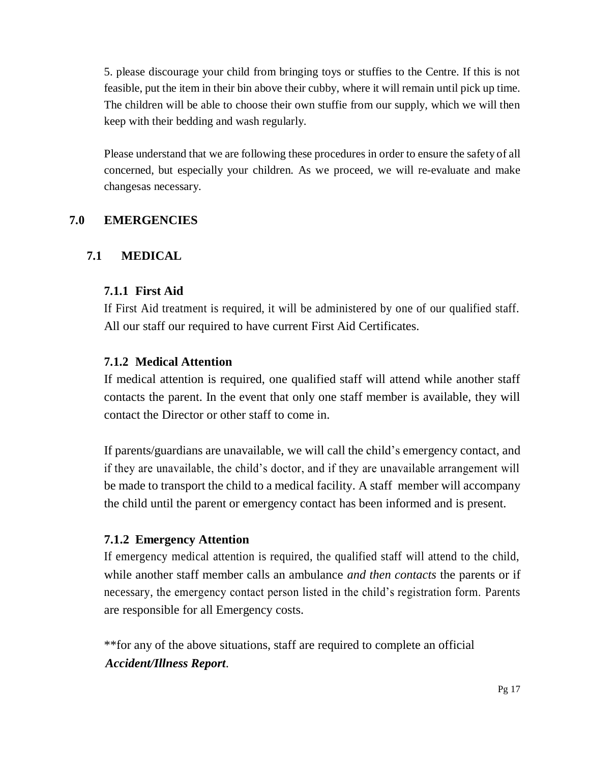5. please discourage your child from bringing toys or stuffies to the Centre. If this is not feasible, put the item in their bin above their cubby, where it will remain until pick up time. The children will be able to choose their own stuffie from our supply, which we will then keep with their bedding and wash regularly.

Please understand that we are following these procedures in order to ensure the safety of all concerned, but especially your children. As we proceed, we will re-evaluate and make changesas necessary.

# 7.0 EMERGENCIES

## 7.1 MEDICAL

### 7.1.1 First Aid

If First Aid treatment is required, it will be administered by one of our qualified staff. All our staff our required to have current First Aid Certificates.

### 7.1.2 Medical Attention

If medical attention is required, one qualified staff will attend while another staff contacts the parent. In the event that only one staff member is available, they will contact the Director or other staff to come in.

If parents/guardians are unavailable, we will call the child's emergency contact, and if they are unavailable, the child's doctor, and if they are unavailable arrangement will be made to transport the child to a medical facility. A staff member will accompany the child until the parent or emergency contact has been informed and is present.

### 7.1.2 Emergency Attention

If emergency medical attention is required, the qualified staff will attend to the child, while another staff member calls an ambulance *and then contacts* the parents or if necessary, the emergency contact person listed in the child's registration form. Parents are responsible for all Emergency costs.

**for any of the above situations, staff are required to complete an official ***Accident/Illness Report***.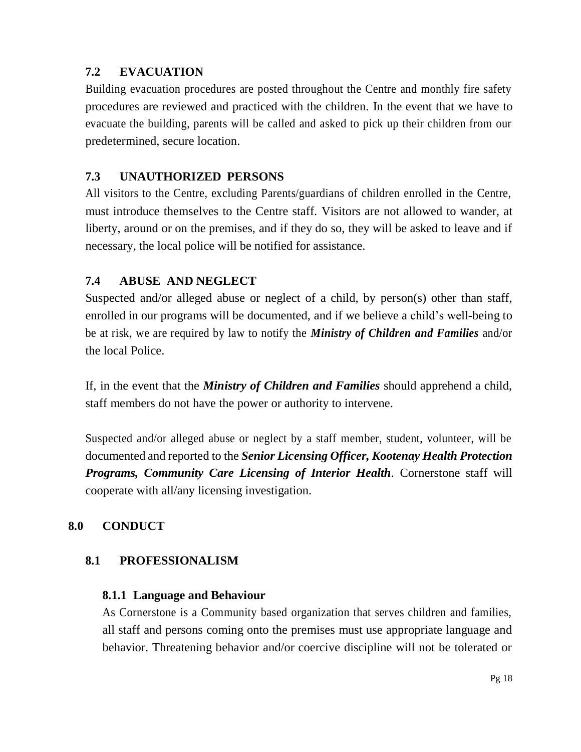### 7.2 EVACUATION

Building evacuation procedures are posted throughout the Centre and monthly fire safety procedures are reviewed and practiced with the children. In the event that we have to evacuate the building, parents will be called and asked to pick up their children from our predetermined, secure location.

### 7.3 UNAUTHORIZED PERSONS

All visitors to the Centre, excluding Parents/guardians of children enrolled in the Centre, must introduce themselves to the Centre staff. Visitors are not allowed to wander, at liberty, around or on the premises, and if they do so, they will be asked to leave and if necessary, the local police will be notified for assistance.

### 7.4 ABUSE AND NEGLECT

Suspected and/or alleged abuse or neglect of a child, by person(s) other than staff, enrolled in our programs will be documented, and if we believe a child's well-being to be at risk, we are required by law to notify the ***Ministry of Children and Families*** and/or the local Police.

If, in the event that the ***Ministry of Children and Families*** should apprehend a child, staff members do not have the power or authority to intervene.

Suspected and/or alleged abuse or neglect by a staff member, student, volunteer, will be documented and reported to the ***Senior Licensing Officer, Kootenay Health Protection Programs, Community Care Licensing of Interior Health***. Cornerstone staff will cooperate with all/any licensing investigation.

## 8.0 CONDUCT

### 8.1 PROFESSIONALISM

#### 8.1.1 Language and Behaviour

As Cornerstone is a Community based organization that serves children and families, all staff and persons coming onto the premises must use appropriate language and behavior. Threatening behavior and/or coercive discipline will not be tolerated or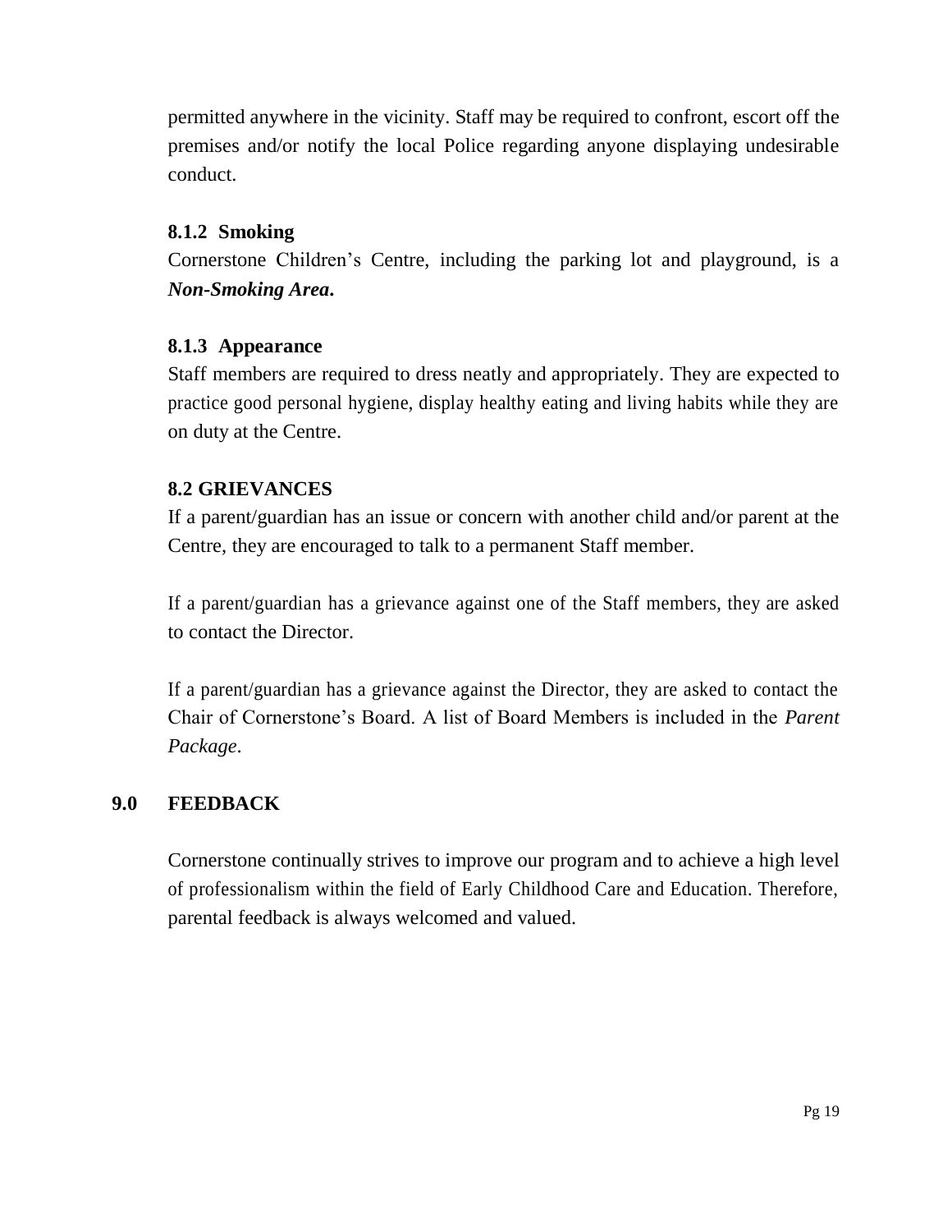permitted anywhere in the vicinity. Staff may be required to confront, escort off the premises and/or notify the local Police regarding anyone displaying undesirable conduct.

### 8.1.2 Smoking

Cornerstone Children's Centre, including the parking lot and playground, is a ***Non-Smoking Area.***

### 8.1.3 Appearance

Staff members are required to dress neatly and appropriately. They are expected to practice good personal hygiene, display healthy eating and living habits while they are on duty at the Centre.

### 8.2 GRIEVANCES

If a parent/guardian has an issue or concern with another child and/or parent at the Centre, they are encouraged to talk to a permanent Staff member.

If a parent/guardian has a grievance against one of the Staff members, they are asked to contact the Director.

If a parent/guardian has a grievance against the Director, they are asked to contact the Chair of Cornerstone's Board. A list of Board Members is included in the *Parent Package*.

## 9.0 FEEDBACK

Cornerstone continually strives to improve our program and to achieve a high level of professionalism within the field of Early Childhood Care and Education. Therefore, parental feedback is always welcomed and valued.